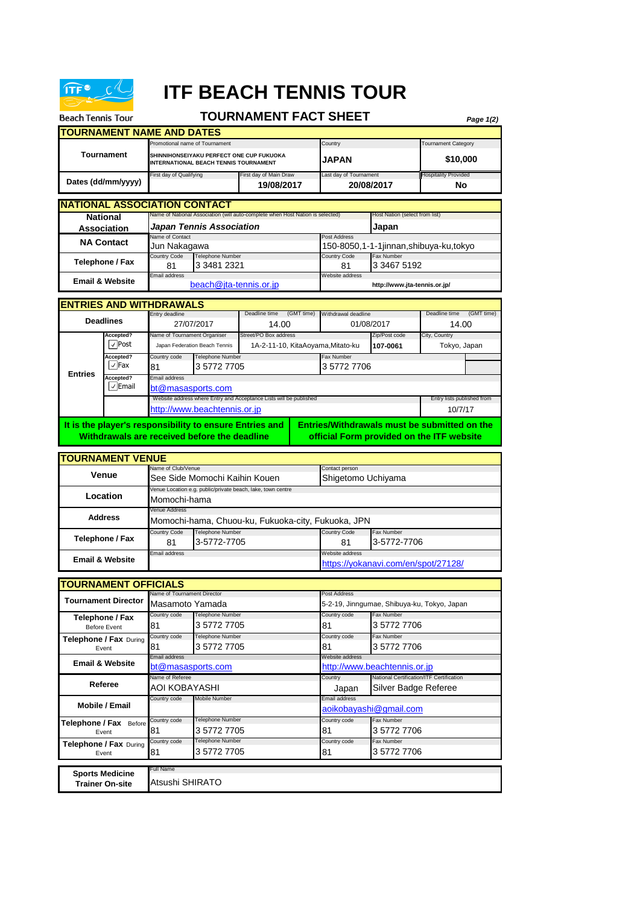# ITF BEACH TENNIS TOUR

## TOURNAMENT FACT SHEET

Beach Tennis Tour

### TOURNAMENT NAME AND DATES

| | Promotional name of Tournament | | Country | Tournament Category |
|---|---|---|---|---|
| **Tournament** | **SHINNIHONSEIYAKU PERFECT ONE CUP FUKUOKA INTERNATIONAL BEACH TENNIS TOURNAMENT** | | **JAPAN** | **$10,000** |
| | First day of Qualifying | First day of Main Draw | Last day of Tournament | Hospitality Provided |
| **Dates (dd/mm/yyyy)** | | **19/08/2017** | **20/08/2017** | **No** |

### NATIONAL ASSOCIATION CONTACT

| | Name of National Association (will auto-complete when Host Nation is selected) | | Host Nation (select from list) | |
|---|---|---|---|---|
| **National Association** | ***Japan Tennis Association*** | | **Japan** | |
| | Name of Contact | | Post Address | |
| **NA Contact** | Jun Nakagawa | | 150-8050,1-1-1jinnan,shibuya-ku,tokyo | |
| | Country Code | Telephone Number | Country Code | Fax Number |
| **Telephone / Fax** | 81 | 3 3481 2321 | 81 | 3 3467 5192 |
| | Email address | | Website address | |
| **Email & Website** | beach@jta-tennis.or.jp | | **http://www.jta-tennis.or.jp/** | |

### ENTRIES AND WITHDRAWALS

| | | Entry deadline | Deadline time (GMT time) | Withdrawal deadline | Deadline time (GMT time) |
|---|---|---|---|---|---|
| **Deadlines** | | 27/07/2017 | 14.00 | 01/08/2017 | 14.00 |

| | Accepted? | Name of Tournament Organiser | Street/PO Box address | Zip/Post code | City, Country |
|---|---|---|---|---|---|
| **Entries** | ☑ Post | Japan Federation Beach Tennis | 1A-2-11-10, KitaAoyama,Mitato-ku | **107-0061** | Tokyo, Japan |
| | Accepted? | Country code | Telephone Number | Fax Number | |
| | ☑ Fax | 81 | 3 5772 7705 | 3 5772 7706 | |
| | Accepted? | Email address | | | |
| | ☑ Email | bt@masasports.com | | | |
| | | Website address where Entry and Acceptance Lists will be published | | | Entry lists published from |
| | | http://www.beachtennis.or.jp | | | 10/7/17 |

**It is the player's responsibility to ensure Entries and Withdrawals are received before the deadline**

**Entries/Withdrawals must be submitted on the official Form provided on the ITF website**

### TOURNAMENT VENUE

| | Name of Club/Venue | | Contact person | |
|---|---|---|---|---|
| **Venue** | See Side Momochi Kaihin Kouen | | Shigetomo Uchiyama | |
| | Venue Location e.g. public/private beach, lake, town centre | | | |
| **Location** | Momochi-hama | | | |
| | Venue Address | | | |
| **Address** | Momochi-hama, Chuou-ku, Fukuoka-city, Fukuoka, JPN | | | |
| | Country Code | Telephone Number | Country Code | Fax Number |
| **Telephone / Fax** | 81 | 3-5772-7705 | 81 | 3-5772-7706 |
| | Email address | | Website address | |
| **Email & Website** | | | https://yokanavi.com/en/spot/27128/ | |

### TOURNAMENT OFFICIALS

| | Name of Tournament Director | | Post Address | |
|---|---|---|---|---|
| **Tournament Director** | Masamoto Yamada | | 5-2-19, Jinngumae, Shibuya-ku, Tokyo, Japan | |
| | Country code | Telephone Number | Country code | Fax Number |
| **Telephone / Fax** Before Event | 81 | 3 5772 7705 | 81 | 3 5772 7706 |
| | Country code | Telephone Number | Country code | Fax Number |
| **Telephone / Fax** During Event | 81 | 3 5772 7705 | 81 | 3 5772 7706 |
| | Email address | | Website address | |
| **Email & Website** | bt@masasports.com | | http://www.beachtennis.or.jp | |
| | Name of Referee | | Country | National Certification/ITF Certification |
| **Referee** | AOI KOBAYASHI | | Japan | Silver Badge Referee |
| | Country code | Mobile Number | Email address | |
| **Mobile / Email** | | | aoikobayashi@gmail.com | |
| | Country code | Telephone Number | Country code | Fax Number |
| **Telephone / Fax** Before Event | 81 | 3 5772 7705 | 81 | 3 5772 7706 |
| | Country code | Telephone Number | Country code | Fax Number |
| **Telephone / Fax** During Event | 81 | 3 5772 7705 | 81 | 3 5772 7706 |

| | Full Name |
|---|---|
| **Sports Medicine Trainer On-site** | Atsushi SHIRATO |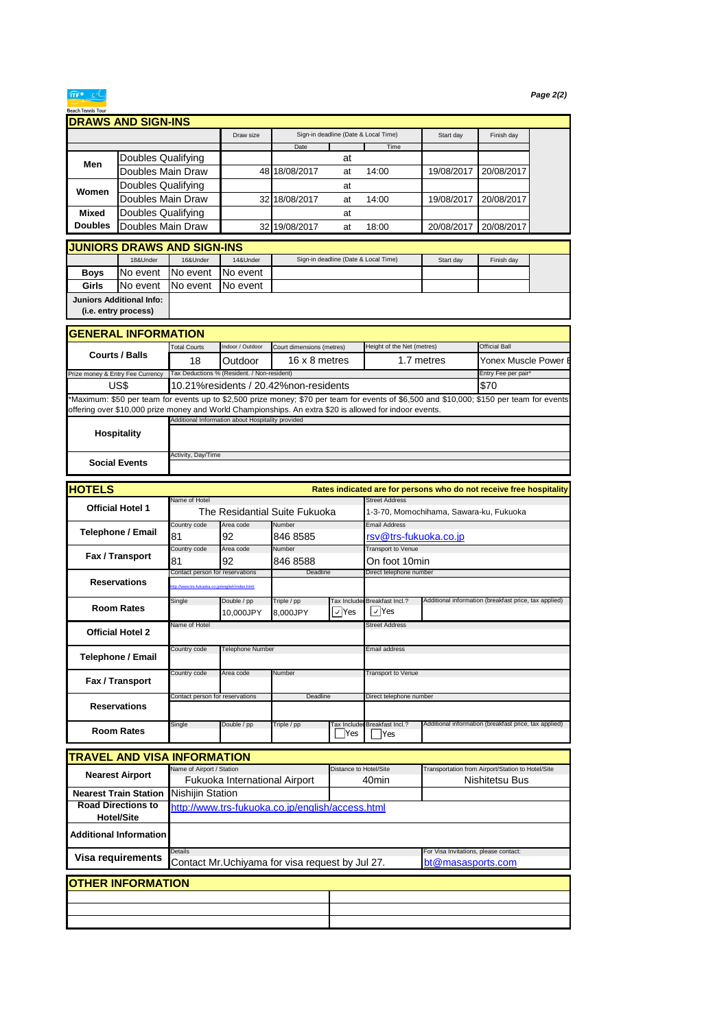## DRAWS AND SIGN-INS

| | | Draw size | Sign-in deadline (Date & Local Time) Date | | Time | Start day | Finish day |
|---|---|---|---|---|---|---|---|
| Men | Doubles Qualifying | | | at | | | |
| | Doubles Main Draw | 48 | 18/08/2017 | at | 14:00 | 19/08/2017 | 20/08/2017 |
| Women | Doubles Qualifying | | | at | | | |
| | Doubles Main Draw | 32 | 18/08/2017 | at | 14:00 | 19/08/2017 | 20/08/2017 |
| Mixed Doubles | Doubles Qualifying | | | at | | | |
| | Doubles Main Draw | 32 | 19/08/2017 | at | 18:00 | 20/08/2017 | 20/08/2017 |

## JUNIORS DRAWS AND SIGN-INS

| | 18&Under | 16&Under | 14&Under | Sign-in deadline (Date & Local Time) | Start day | Finish day |
|---|---|---|---|---|---|---|
| Boys | No event | No event | No event | | | |
| Girls | No event | No event | No event | | | |
| Juniors Additional Info: (i.e. entry process) | | | | | | |

## GENERAL INFORMATION

| | | | | | |
|---|---|---|---|---|---|
| Courts / Balls | Total Courts: 18 | Indoor / Outdoor: Outdoor | Court dimensions (metres): 16 x 8 metres | Height of the Net (metres): 1.7 metres | Official Ball: Yonex Muscle Power B |
| Prize money & Entry Fee Currency: US$ | Tax Deductions % (Resident. / Non-resident): 10.21%residents / 20.42%non-residents | | | | Entry Fee per pair*: $70 |

*Maximum: $50 per team for events up to $2,500 prize money; $70 per team for events of $6,500 and $10,000; $150 per team for events offering over $10,000 prize money and World Championships. An extra $20 is allowed for indoor events.

| | |
|---|---|
| Hospitality | Additional Information about Hospitality provided: |
| Social Events | Activity, Day/Time: |

## HOTELS

Rates indicated are for persons who do not receive free hospitality

| | | | | | | |
|---|---|---|---|---|---|---|
| Official Hotel 1 | Name of Hotel: The Residantial Suite Fukuoka | | | | Street Address: 1-3-70, Momochihama, Sawara-ku, Fukuoka | |
| Telephone / Email | Country code: 81 | Area code: 92 | Number: 846 8585 | | Email Address: rsv@trs-fukuoka.co.jp | |
| Fax / Transport | Country code: 81 | Area code: 92 | Number: 846 8588 | | Transport to Venue: On foot 10min | |
| Reservations | Contact person for reservations: http://www.trs-fukuoka.co.jp/english/index.html | | Deadline: | | Direct telephone number: | |
| Room Rates | Single: | Double / pp: 10,000JPY | Triple / pp: 8,000JPY | Tax Included: ☑ Yes | Breakfast Incl.?: ☑ Yes | Additional information (breakfast price, tax applied): |
| Official Hotel 2 | Name of Hotel: | | | | Street Address: | |
| Telephone / Email | Country code: | Telephone Number: | | | Email address: | |
| Fax / Transport | Country code: | Area code: | Number: | | Transport to Venue: | |
| Reservations | Contact person for reservations: | | Deadline: | | Direct telephone number: | |
| Room Rates | Single: | Double / pp: | Triple / pp: | Tax Included: ☐ Yes | Breakfast Incl.?: ☐ Yes | Additional information (breakfast price, tax applied): |

## TRAVEL AND VISA INFORMATION

| | | | |
|---|---|---|---|
| Nearest Airport | Name of Airport / Station: Fukuoka International Airport | Distance to Hotel/Site: 40min | Transportation from Airport/Station to Hotel/Site: Nishitetsu Bus |
| Nearest Train Station | Nishijin Station | | |
| Road Directions to Hotel/Site | http://www.trs-fukuoka.co.jp/english/access.html | | |
| Additional Information | | | |
| Visa requirements | Details: Contact Mr.Uchiyama for visa request by Jul 27. | | For Visa Invitations, please contact: bt@masasports.com |

## OTHER INFORMATION